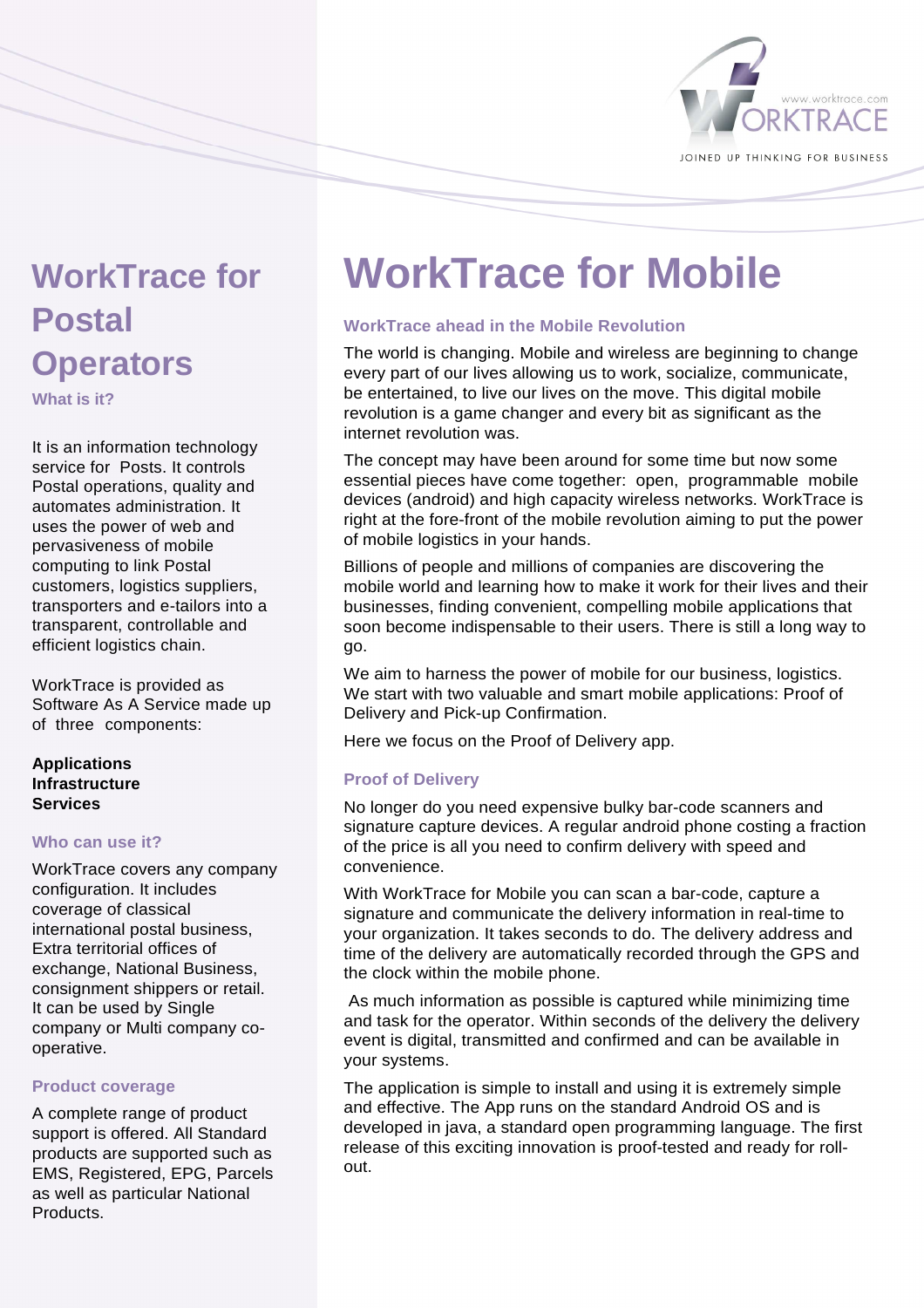# WorkTrace for Postal Operators

### What is it?

It is an information technology service for Posts. It controls Postal operations, quality and automates administration. It uses the power of web and pervasiveness of mobile computing to link Postal customers, logistics suppliers, transporters and e-tailors into a transparent, controllable and efficient logistics chain.

WorkTrace is provided as Software As A Service made up of three components:

**Applications**
**Infrastructure**
**Services**

### Who can use it?

WorkTrace covers any company configuration. It includes coverage of classical international postal business, Extra territorial offices of exchange, National Business, consignment shippers or retail. It can be used by Single company or Multi company co-operative.

### Product coverage

A complete range of product support is offered. All Standard products are supported such as EMS, Registered, EPG, Parcels as well as particular National Products.

# WorkTrace for Mobile

### WorkTrace ahead in the Mobile Revolution

The world is changing. Mobile and wireless are beginning to change every part of our lives allowing us to work, socialize, communicate, be entertained, to live our lives on the move. This digital mobile revolution is a game changer and every bit as significant as the internet revolution was.

The concept may have been around for some time but now some essential pieces have come together: open, programmable mobile devices (android) and high capacity wireless networks. WorkTrace is right at the fore-front of the mobile revolution aiming to put the power of mobile logistics in your hands.

Billions of people and millions of companies are discovering the mobile world and learning how to make it work for their lives and their businesses, finding convenient, compelling mobile applications that soon become indispensable to their users. There is still a long way to go.

We aim to harness the power of mobile for our business, logistics. We start with two valuable and smart mobile applications: Proof of Delivery and Pick-up Confirmation.

Here we focus on the Proof of Delivery app.

### Proof of Delivery

No longer do you need expensive bulky bar-code scanners and signature capture devices. A regular android phone costing a fraction of the price is all you need to confirm delivery with speed and convenience.

With WorkTrace for Mobile you can scan a bar-code, capture a signature and communicate the delivery information in real-time to your organization. It takes seconds to do. The delivery address and time of the delivery are automatically recorded through the GPS and the clock within the mobile phone.

As much information as possible is captured while minimizing time and task for the operator. Within seconds of the delivery the delivery event is digital, transmitted and confirmed and can be available in your systems.

The application is simple to install and using it is extremely simple and effective. The App runs on the standard Android OS and is developed in java, a standard open programming language. The first release of this exciting innovation is proof-tested and ready for roll-out.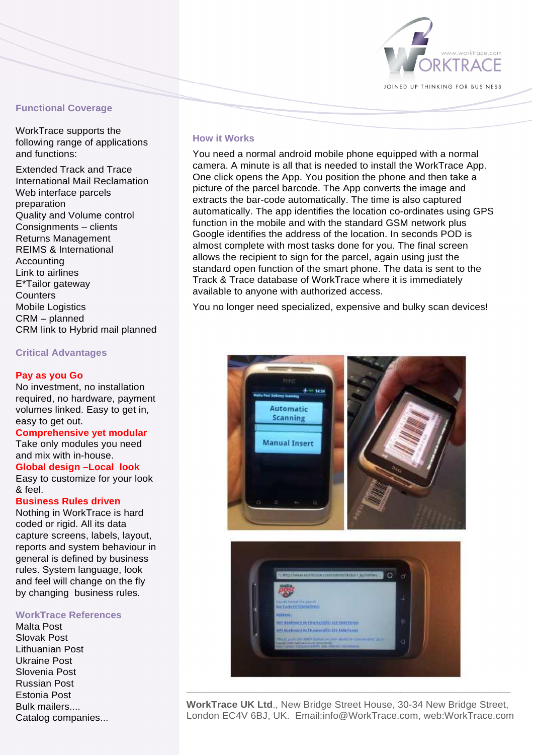## Functional Coverage

WorkTrace supports the following range of applications and functions:

Extended Track and Trace
International Mail Reclamation
Web interface parcels preparation
Quality and Volume control
Consignments – clients
Returns Management
REIMS & International Accounting
Link to airlines
E*Tailor gateway
Counters
Mobile Logistics
CRM – planned
CRM link to Hybrid mail planned

## Critical Advantages

**Pay as you Go**
No investment, no installation required, no hardware, payment volumes linked. Easy to get in, easy to get out.

**Comprehensive yet modular**
Take only modules you need and mix with in-house.

**Global design –Local look**
Easy to customize for your look & feel.

**Business Rules driven**
Nothing in WorkTrace is hard coded or rigid. All its data capture screens, labels, layout, reports and system behaviour in general is defined by business rules. System language, look and feel will change on the fly by changing business rules.

## WorkTrace References

Malta Post
Slovak Post
Lithuanian Post
Ukraine Post
Slovenia Post
Russian Post
Estonia Post
Bulk mailers....
Catalog companies...

## How it Works

You need a normal android mobile phone equipped with a normal camera. A minute is all that is needed to install the WorkTrace App. One click opens the App. You position the phone and then take a picture of the parcel barcode. The App converts the image and extracts the bar-code automatically. The time is also captured automatically. The app identifies the location co-ordinates using GPS function in the mobile and with the standard GSM network plus Google identifies the address of the location. In seconds POD is almost complete with most tasks done for you. The final screen allows the recipient to sign for the parcel, again using just the standard open function of the smart phone. The data is sent to the Track & Trace database of WorkTrace where it is immediately available to anyone with authorized access.

You no longer need specialized, expensive and bulky scan devices!

**WorkTrace UK Ltd**., New Bridge Street House, 30-34 New Bridge Street, London EC4V 6BJ, UK. Email:info@WorkTrace.com, web:WorkTrace.com